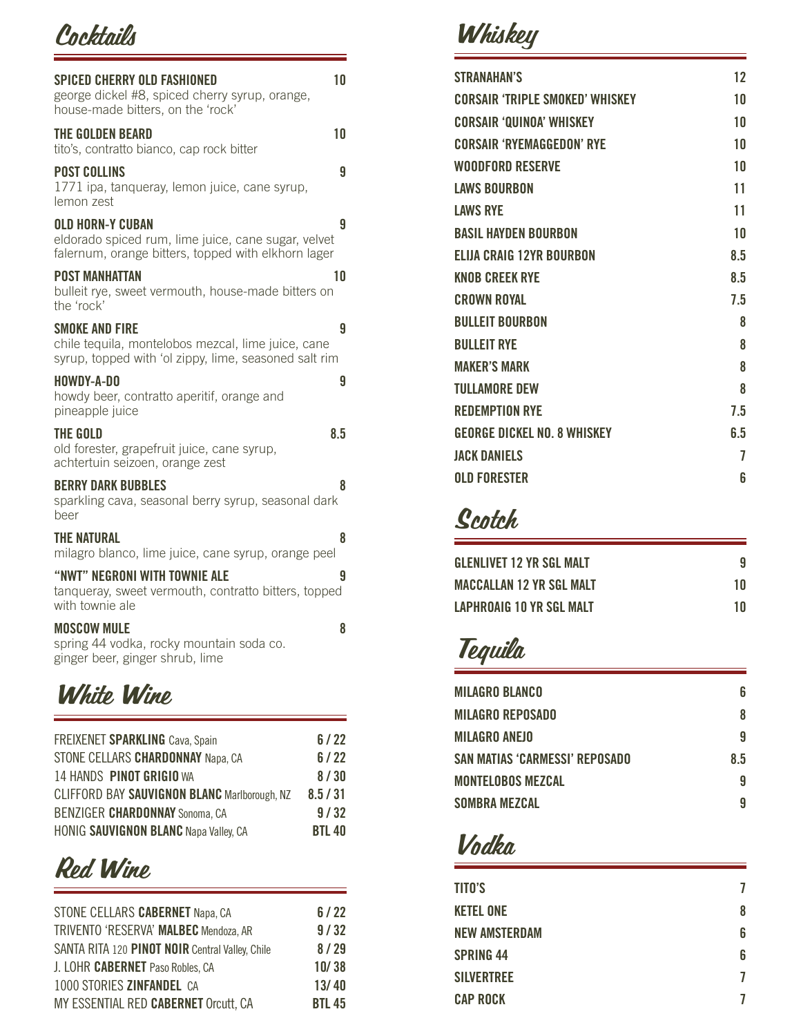# Cocktails

**SPICED CHERRY OLD FASHIONED** — 10
george dickel #8, spiced cherry syrup, orange, house-made bitters, on the 'rock'

**THE GOLDEN BEARD** — 10
tito's, contratto bianco, cap rock bitter

**POST COLLINS** — 9
1771 ipa, tanqueray, lemon juice, cane syrup, lemon zest

**OLD HORN-Y CUBAN** — 9
eldorado spiced rum, lime juice, cane sugar, velvet falernum, orange bitters, topped with elkhorn lager

**POST MANHATTAN** — 10
bulleit rye, sweet vermouth, house-made bitters on the 'rock'

**SMOKE AND FIRE** — 9
chile tequila, montelobos mezcal, lime juice, cane syrup, topped with 'ol zippy, lime, seasoned salt rim

**HOWDY-A-DO** — 9
howdy beer, contratto aperitif, orange and pineapple juice

**THE GOLD** — 8.5
old forester, grapefruit juice, cane syrup, achtertuin seizoen, orange zest

**BERRY DARK BUBBLES** — 8
sparkling cava, seasonal berry syrup, seasonal dark beer

**THE NATURAL** — 8
milagro blanco, lime juice, cane syrup, orange peel

**"NWT" NEGRONI WITH TOWNIE ALE** — 9
tanqueray, sweet vermouth, contratto bitters, topped with townie ale

**MOSCOW MULE** — 8
spring 44 vodka, rocky mountain soda co. ginger beer, ginger shrub, lime

# White Wine

| Wine | Price |
|---|---|
| FREIXENET **SPARKLING** Cava, Spain | 6 / 22 |
| STONE CELLARS **CHARDONNAY** Napa, CA | 6 / 22 |
| 14 HANDS **PINOT GRIGIO** WA | 8 / 30 |
| CLIFFORD BAY **SAUVIGNON BLANC** Marlborough, NZ | 8.5 / 31 |
| BENZIGER **CHARDONNAY** Sonoma, CA | 9 / 32 |
| HONIG **SAUVIGNON BLANC** Napa Valley, CA | BTL 40 |

# Red Wine

| Wine | Price |
|---|---|
| STONE CELLARS **CABERNET** Napa, CA | 6 / 22 |
| TRIVENTO 'RESERVA' **MALBEC** Mendoza, AR | 9 / 32 |
| SANTA RITA 120 **PINOT NOIR** Central Valley, Chile | 8 / 29 |
| J. LOHR **CABERNET** Paso Robles, CA | 10/ 38 |
| 1000 STORIES **ZINFANDEL** CA | 13/ 40 |
| MY ESSENTIAL RED **CABERNET** Orcutt, CA | BTL 45 |

# Whiskey

| Whiskey | Price |
|---|---|
| STRANAHAN'S | 12 |
| CORSAIR 'TRIPLE SMOKED' WHISKEY | 10 |
| CORSAIR 'QUINOA' WHISKEY | 10 |
| CORSAIR 'RYEMAGGEDON' RYE | 10 |
| WOODFORD RESERVE | 10 |
| LAWS BOURBON | 11 |
| LAWS RYE | 11 |
| BASIL HAYDEN BOURBON | 10 |
| ELIJA CRAIG 12YR BOURBON | 8.5 |
| KNOB CREEK RYE | 8.5 |
| CROWN ROYAL | 7.5 |
| BULLEIT BOURBON | 8 |
| BULLEIT RYE | 8 |
| MAKER'S MARK | 8 |
| TULLAMORE DEW | 8 |
| REDEMPTION RYE | 7.5 |
| GEORGE DICKEL NO. 8 WHISKEY | 6.5 |
| JACK DANIELS | 7 |
| OLD FORESTER | 6 |

# Scotch

| Scotch | Price |
|---|---|
| GLENLIVET 12 YR SGL MALT | 9 |
| MACCALLAN 12 YR SGL MALT | 10 |
| LAPHROAIG 10 YR SGL MALT | 10 |

# Tequila

| Tequila | Price |
|---|---|
| MILAGRO BLANCO | 6 |
| MILAGRO REPOSADO | 8 |
| MILAGRO ANEJO | 9 |
| SAN MATIAS 'CARMESSI' REPOSADO | 8.5 |
| MONTELOBOS MEZCAL | 9 |
| SOMBRA MEZCAL | 9 |

# Vodka

| Vodka | Price |
|---|---|
| TITO'S | 7 |
| KETEL ONE | 8 |
| NEW AMSTERDAM | 6 |
| SPRING 44 | 6 |
| SILVERTREE | 7 |
| CAP ROCK | 7 |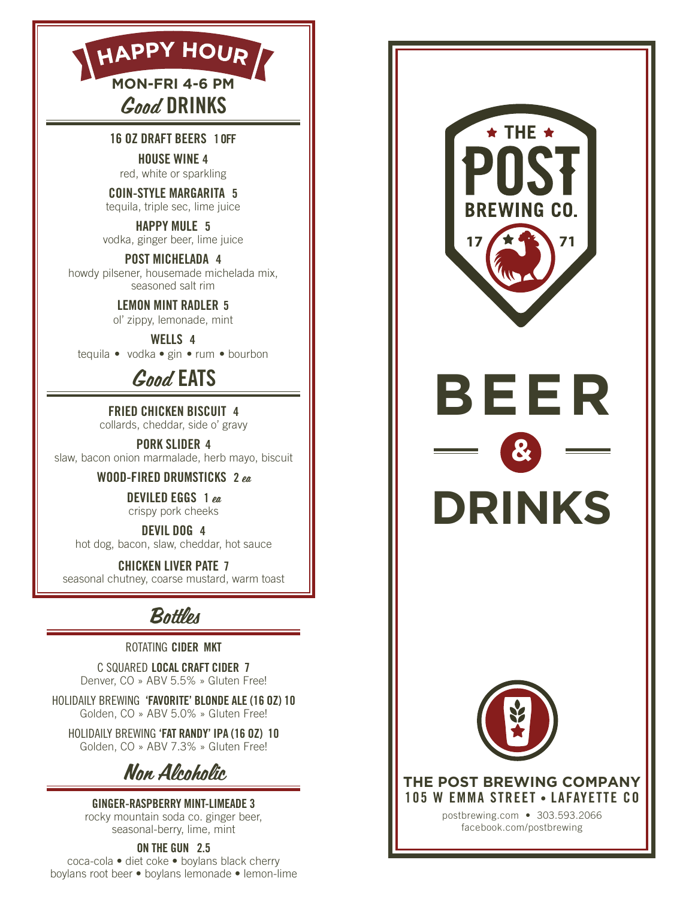# HAPPY HOUR

**MON-FRI 4-6 PM**

## *Good* DRINKS

**16 OZ DRAFT BEERS** 1 OFF

**HOUSE WINE** 4
red, white or sparkling

**COIN-STYLE MARGARITA** 5
tequila, triple sec, lime juice

**HAPPY MULE** 5
vodka, ginger beer, lime juice

**POST MICHELADA** 4
howdy pilsener, housemade michelada mix, seasoned salt rim

**LEMON MINT RADLER** 5
ol' zippy, lemonade, mint

**WELLS** 4
tequila • vodka • gin • rum • bourbon

## *Good* EATS

**FRIED CHICKEN BISCUIT** 4
collards, cheddar, side o' gravy

**PORK SLIDER** 4
slaw, bacon onion marmalade, herb mayo, biscuit

**WOOD-FIRED DRUMSTICKS** 2 *ea*

**DEVILED EGGS** 1 *ea*
crispy pork cheeks

**DEVIL DOG** 4
hot dog, bacon, slaw, cheddar, hot sauce

**CHICKEN LIVER PATE** 7
seasonal chutney, coarse mustard, warm toast

## *Bottles*

ROTATING **CIDER MKT**

C SQUARED **LOCAL CRAFT CIDER 7**
Denver, CO » ABV 5.5% » Gluten Free!

HOLIDAILY BREWING **'FAVORITE' BLONDE ALE (16 OZ) 10**
Golden, CO » ABV 5.0% » Gluten Free!

HOLIDAILY BREWING **'FAT RANDY' IPA (16 OZ) 10**
Golden, CO » ABV 7.3% » Gluten Free!

## *Non Alcoholic*

**GINGER-RASPBERRY MINT-LIMEADE 3**
rocky mountain soda co. ginger beer, seasonal-berry, lime, mint

**ON THE GUN 2.5**
coca-cola • diet coke • boylans black cherry
boylans root beer • boylans lemonade • lemon-lime

---

THE POST BREWING CO.
17 71

# BEER & DRINKS

**THE POST BREWING COMPANY**
**105 W EMMA STREET • LAFAYETTE CO**

postbrewing.com • 303.593.2066
facebook.com/postbrewing